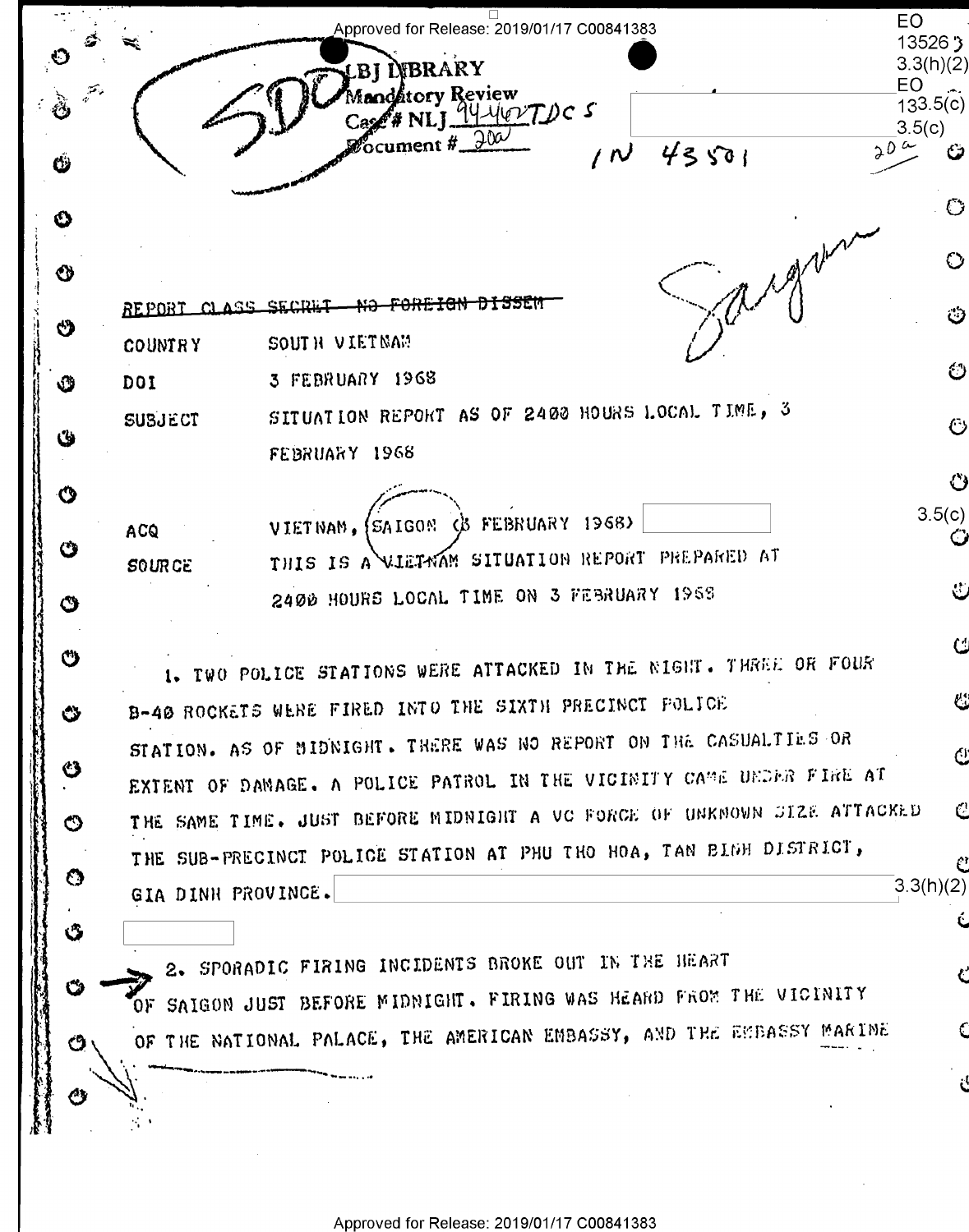Approved for Release: 2019/01/17 C00841383

LBJ LIBRARY
Mandatory Review
Case # NLJ 94-460 TDCS
Document # 20a

IN 43501

EO 13526 3.3(h)(2)
EO 13526 3.5(c)
3.5(c)

20a

Saigon

REPORT CLASS SECRET NO FOREIGN DISSEM

COUNTRY SOUTH VIETNAM

DOI 3 FEBRUARY 1968

SUBJECT SITUATION REPORT AS OF 2400 HOURS LOCAL TIME, 3 FEBRUARY 1968

ACQ VIETNAM, SAIGON (3 FEBRUARY 1968)

3.5(c)

SOURCE THIS IS A VIETNAM SITUATION REPORT PREPARED AT 2400 HOURS LOCAL TIME ON 3 FEBRUARY 1968

1. TWO POLICE STATIONS WERE ATTACKED IN THE NIGHT. THREE OR FOUR B-40 ROCKETS WERE FIRED INTO THE SIXTH PRECINCT POLICE STATION. AS OF MIDNIGHT, THERE WAS NO REPORT ON THE CASUALTIES OR EXTENT OF DAMAGE. A POLICE PATROL IN THE VICINITY CAME UNDER FIRE AT THE SAME TIME. JUST BEFORE MIDNIGHT A VC FORCE OF UNKNOWN SIZE ATTACKED THE SUB-PRECINCT POLICE STATION AT PHU THO HOA, TAN BINH DISTRICT, GIA DINH PROVINCE.

3.3(h)(2)

2. SPORADIC FIRING INCIDENTS BROKE OUT IN THE HEART OF SAIGON JUST BEFORE MIDNIGHT. FIRING WAS HEARD FROM THE VICINITY OF THE NATIONAL PALACE, THE AMERICAN EMBASSY, AND THE EMBASSY MARINE

Approved for Release: 2019/01/17 C00841383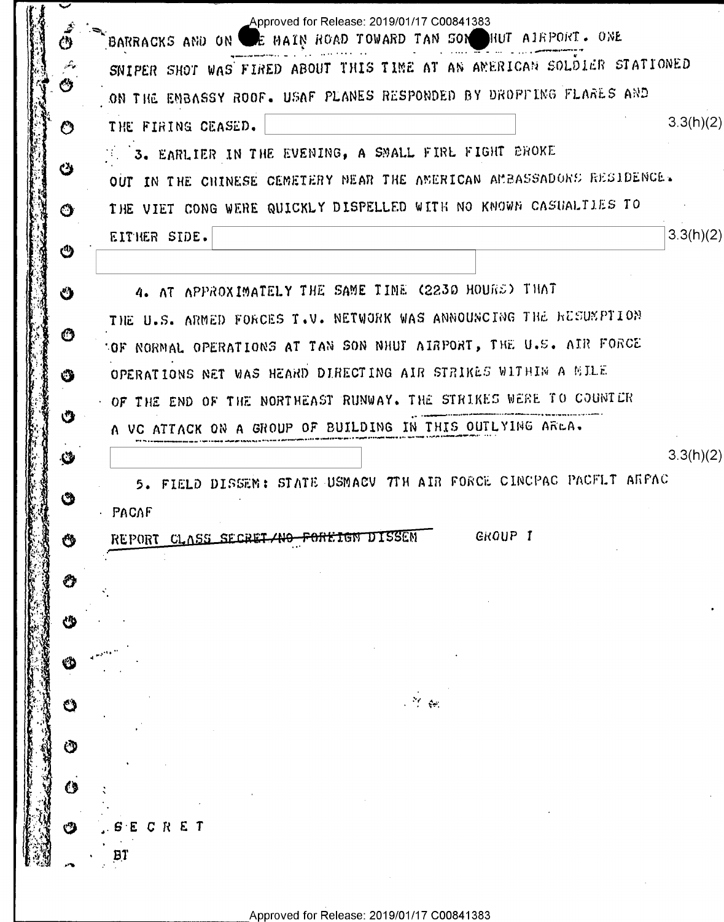BARRACKS AND ON THE MAIN ROAD TOWARD TAN SON NHUT AIRPORT. ONE SNIPER SHOT WAS FIRED ABOUT THIS TIME AT AN AMERICAN SOLDIER STATIONED ON THE EMBASSY ROOF. USAF PLANES RESPONDED BY DROPPING FLARES AND THE FIRING CEASED. [redacted] 3.3(h)(2)

3. EARLIER IN THE EVENING, A SMALL FIRE FIGHT BROKE OUT IN THE CHINESE CEMETERY NEAR THE AMERICAN AMBASSADORS RESIDENCE. THE VIET CONG WERE QUICKLY DISPELLED WITH NO KNOWN CASUALTIES TO EITHER SIDE. [redacted] 3.3(h)(2)

4. AT APPROXIMATELY THE SAME TIME (2230 HOURS) THAT THE U.S. ARMED FORCES T.V. NETWORK WAS ANNOUNCING THE RESUMPTION OF NORMAL OPERATIONS AT TAN SON NHUT AIRPORT, THE U.S. AIR FORCE OPERATIONS NET WAS HEARD DIRECTING AIR STRIKES WITHIN A MILE OF THE END OF THE NORTHEAST RUNWAY. THE STRIKES WERE TO COUNTER A VC ATTACK ON A GROUP OF BUILDING IN THIS OUTLYING AREA.

[redacted] 3.3(h)(2)

5. FIELD DISSEM: STATE USMACV 7TH AIR FORCE CINCPAC PACFLT ARPAC PACAF

REPORT CLASS ~~SECRET/NO FOREIGN DISSEM~~ GROUP 1

SECRET

BT